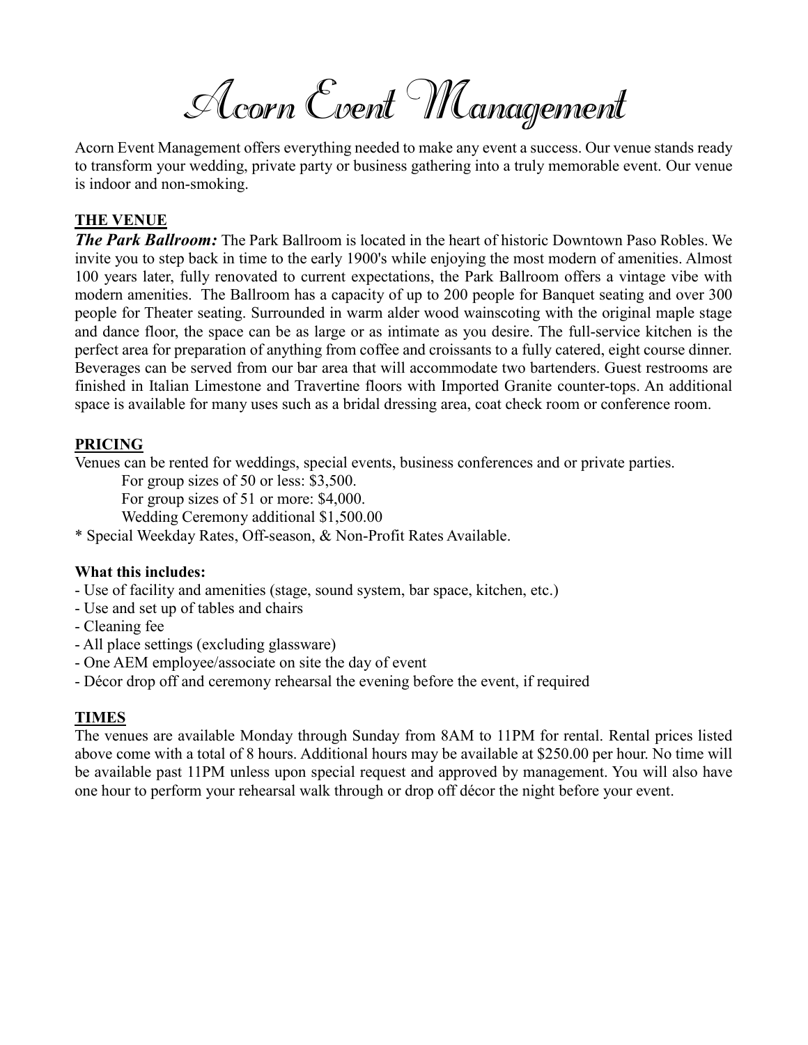# Acorn Event Management

Acorn Event Management offers everything needed to make any event a success. Our venue stands ready to transform your wedding, private party or business gathering into a truly memorable event. Our venue is indoor and non-smoking.

## THE VENUE

***The Park Ballroom:*** The Park Ballroom is located in the heart of historic Downtown Paso Robles. We invite you to step back in time to the early 1900's while enjoying the most modern of amenities. Almost 100 years later, fully renovated to current expectations, the Park Ballroom offers a vintage vibe with modern amenities. The Ballroom has a capacity of up to 200 people for Banquet seating and over 300 people for Theater seating. Surrounded in warm alder wood wainscoting with the original maple stage and dance floor, the space can be as large or as intimate as you desire. The full-service kitchen is the perfect area for preparation of anything from coffee and croissants to a fully catered, eight course dinner. Beverages can be served from our bar area that will accommodate two bartenders. Guest restrooms are finished in Italian Limestone and Travertine floors with Imported Granite counter-tops. An additional space is available for many uses such as a bridal dressing area, coat check room or conference room.

## PRICING

Venues can be rented for weddings, special events, business conferences and or private parties.

For group sizes of 50 or less: $3,500.
For group sizes of 51 or more: $4,000.
Wedding Ceremony additional $1,500.00

* Special Weekday Rates, Off-season, & Non-Profit Rates Available.

**What this includes:**

- Use of facility and amenities (stage, sound system, bar space, kitchen, etc.)
- Use and set up of tables and chairs
- Cleaning fee
- All place settings (excluding glassware)
- One AEM employee/associate on site the day of event
- Décor drop off and ceremony rehearsal the evening before the event, if required

## TIMES

The venues are available Monday through Sunday from 8AM to 11PM for rental. Rental prices listed above come with a total of 8 hours. Additional hours may be available at $250.00 per hour. No time will be available past 11PM unless upon special request and approved by management. You will also have one hour to perform your rehearsal walk through or drop off décor the night before your event.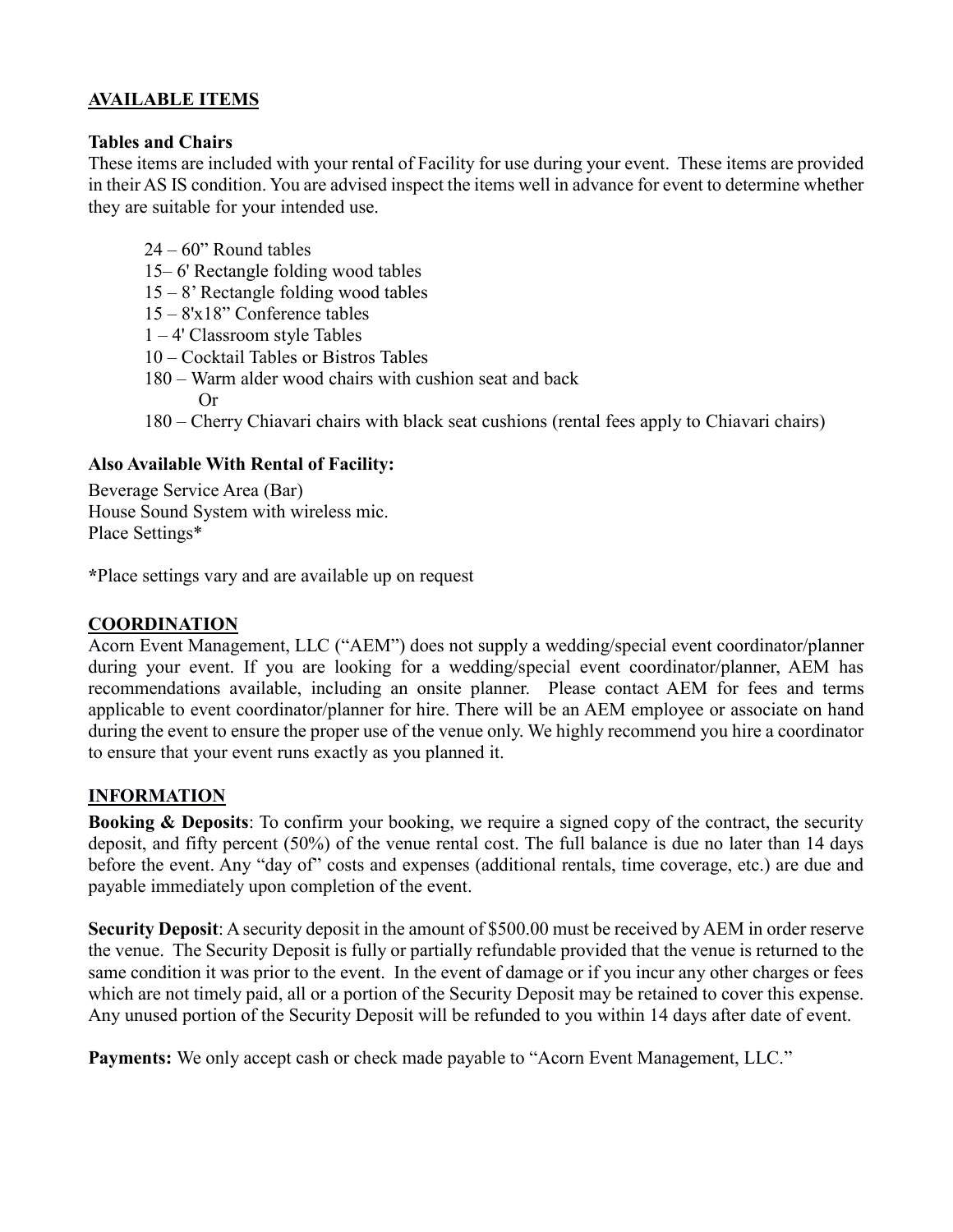## AVAILABLE ITEMS

**Tables and Chairs**

These items are included with your rental of Facility for use during your event. These items are provided in their AS IS condition. You are advised inspect the items well in advance for event to determine whether they are suitable for your intended use.

24 – 60" Round tables
15– 6' Rectangle folding wood tables
15 – 8' Rectangle folding wood tables
15 – 8'x18" Conference tables
1 – 4' Classroom style Tables
10 – Cocktail Tables or Bistros Tables
180 – Warm alder wood chairs with cushion seat and back
Or
180 – Cherry Chiavari chairs with black seat cushions (rental fees apply to Chiavari chairs)

**Also Available With Rental of Facility:**

Beverage Service Area (Bar)
House Sound System with wireless mic.
Place Settings*

*Place settings vary and are available up on request

## COORDINATION

Acorn Event Management, LLC ("AEM") does not supply a wedding/special event coordinator/planner during your event. If you are looking for a wedding/special event coordinator/planner, AEM has recommendations available, including an onsite planner. Please contact AEM for fees and terms applicable to event coordinator/planner for hire. There will be an AEM employee or associate on hand during the event to ensure the proper use of the venue only. We highly recommend you hire a coordinator to ensure that your event runs exactly as you planned it.

## INFORMATION

**Booking & Deposits**: To confirm your booking, we require a signed copy of the contract, the security deposit, and fifty percent (50%) of the venue rental cost. The full balance is due no later than 14 days before the event. Any "day of" costs and expenses (additional rentals, time coverage, etc.) are due and payable immediately upon completion of the event.

**Security Deposit**: A security deposit in the amount of $500.00 must be received by AEM in order reserve the venue. The Security Deposit is fully or partially refundable provided that the venue is returned to the same condition it was prior to the event. In the event of damage or if you incur any other charges or fees which are not timely paid, all or a portion of the Security Deposit may be retained to cover this expense. Any unused portion of the Security Deposit will be refunded to you within 14 days after date of event.

**Payments:** We only accept cash or check made payable to "Acorn Event Management, LLC."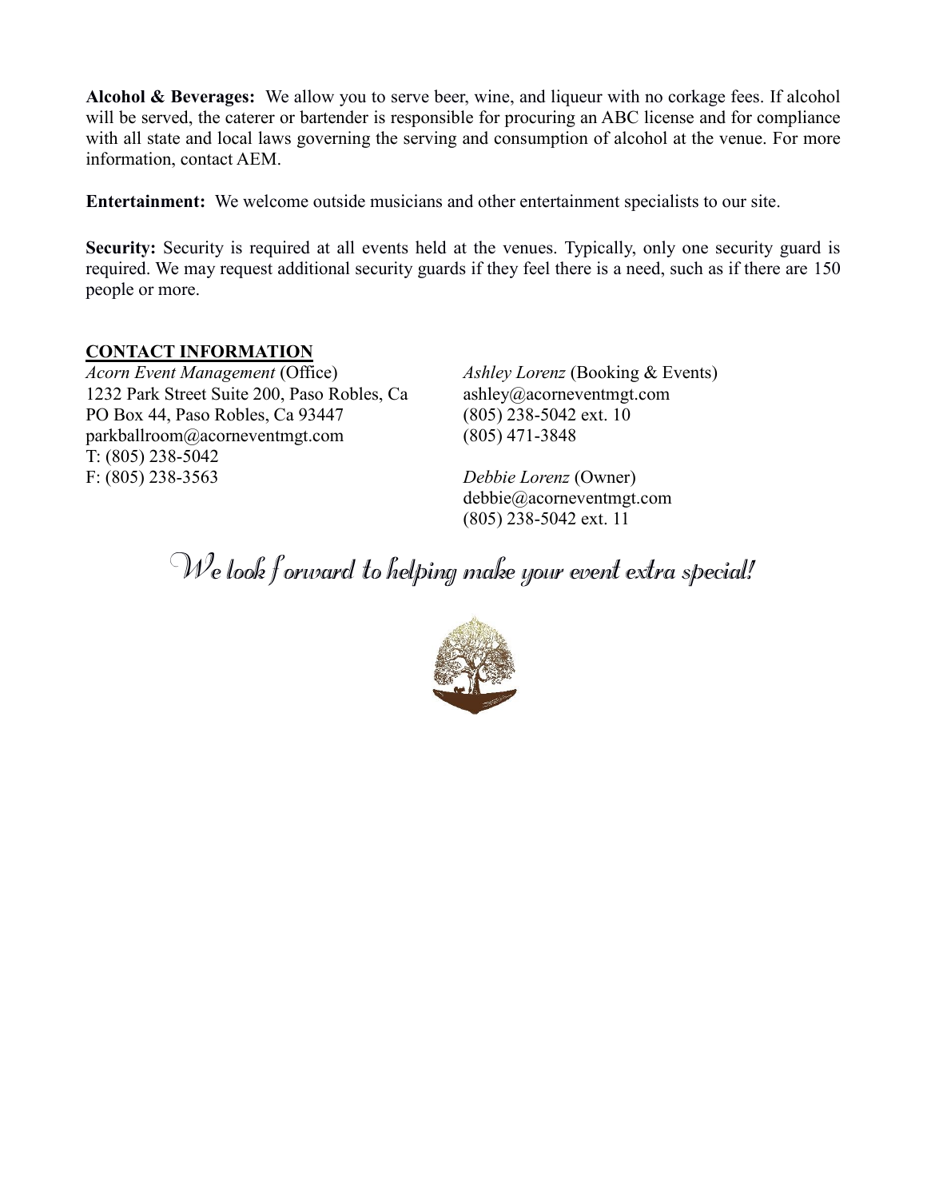**Alcohol & Beverages:** We allow you to serve beer, wine, and liqueur with no corkage fees. If alcohol will be served, the caterer or bartender is responsible for procuring an ABC license and for compliance with all state and local laws governing the serving and consumption of alcohol at the venue. For more information, contact AEM.

**Entertainment:** We welcome outside musicians and other entertainment specialists to our site.

**Security:** Security is required at all events held at the venues. Typically, only one security guard is required. We may request additional security guards if they feel there is a need, such as if there are 150 people or more.

## CONTACT INFORMATION

*Acorn Event Management* (Office)
1232 Park Street Suite 200, Paso Robles, Ca
PO Box 44, Paso Robles, Ca 93447
parkballroom@acorneventmgt.com
T: (805) 238-5042
F: (805) 238-3563

*Ashley Lorenz* (Booking & Events)
ashley@acorneventmgt.com
(805) 238-5042 ext. 10
(805) 471-3848

*Debbie Lorenz* (Owner)
debbie@acorneventmgt.com
(805) 238-5042 ext. 11

*We look forward to helping make your event extra special!*